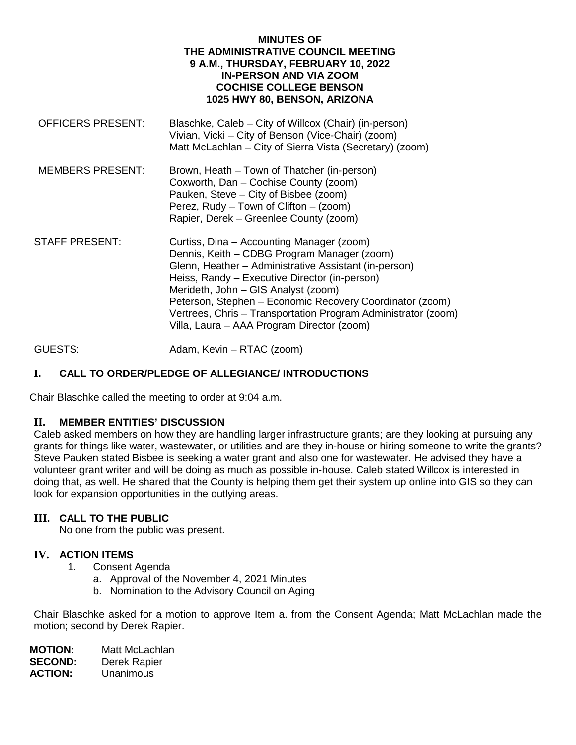**MINUTES OF**
**THE ADMINISTRATIVE COUNCIL MEETING**
**9 A.M., THURSDAY, FEBRUARY 10, 2022**
**IN-PERSON AND VIA ZOOM**
**COCHISE COLLEGE BENSON**
**1025 HWY 80, BENSON, ARIZONA**

| | |
|---|---|
| OFFICERS PRESENT: | Blaschke, Caleb – City of Willcox (Chair) (in-person)<br>Vivian, Vicki – City of Benson (Vice-Chair) (zoom)<br>Matt McLachlan – City of Sierra Vista (Secretary) (zoom) |
| MEMBERS PRESENT: | Brown, Heath – Town of Thatcher (in-person)<br>Coxworth, Dan – Cochise County (zoom)<br>Pauken, Steve – City of Bisbee (zoom)<br>Perez, Rudy – Town of Clifton – (zoom)<br>Rapier, Derek – Greenlee County (zoom) |
| STAFF PRESENT: | Curtiss, Dina – Accounting Manager (zoom)<br>Dennis, Keith – CDBG Program Manager (zoom)<br>Glenn, Heather – Administrative Assistant (in-person)<br>Heiss, Randy – Executive Director (in-person)<br>Merideth, John – GIS Analyst (zoom)<br>Peterson, Stephen – Economic Recovery Coordinator (zoom)<br>Vertrees, Chris – Transportation Program Administrator (zoom)<br>Villa, Laura – AAA Program Director (zoom) |
| GUESTS: | Adam, Kevin – RTAC (zoom) |

## I. CALL TO ORDER/PLEDGE OF ALLEGIANCE/ INTRODUCTIONS

Chair Blaschke called the meeting to order at 9:04 a.m.

## II. MEMBER ENTITIES' DISCUSSION

Caleb asked members on how they are handling larger infrastructure grants; are they looking at pursuing any grants for things like water, wastewater, or utilities and are they in-house or hiring someone to write the grants? Steve Pauken stated Bisbee is seeking a water grant and also one for wastewater. He advised they have a volunteer grant writer and will be doing as much as possible in-house. Caleb stated Willcox is interested in doing that, as well. He shared that the County is helping them get their system up online into GIS so they can look for expansion opportunities in the outlying areas.

## III. CALL TO THE PUBLIC

No one from the public was present.

## IV. ACTION ITEMS

1. Consent Agenda
   a. Approval of the November 4, 2021 Minutes
   b. Nomination to the Advisory Council on Aging

Chair Blaschke asked for a motion to approve Item a. from the Consent Agenda; Matt McLachlan made the motion; second by Derek Rapier.

**MOTION:** Matt McLachlan
**SECOND:** Derek Rapier
**ACTION:** Unanimous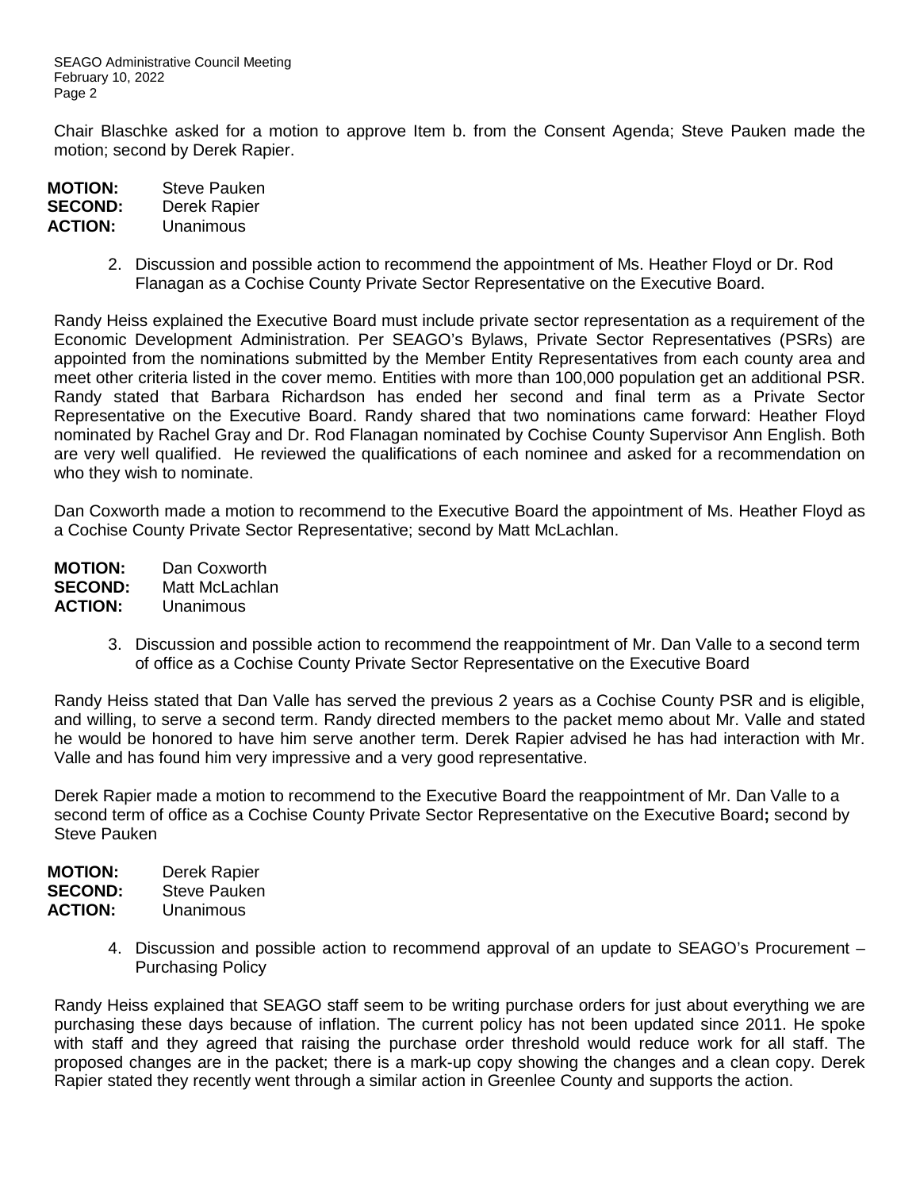Chair Blaschke asked for a motion to approve Item b. from the Consent Agenda; Steve Pauken made the motion; second by Derek Rapier.

**MOTION:** Steve Pauken
**SECOND:** Derek Rapier
**ACTION:** Unanimous

2. Discussion and possible action to recommend the appointment of Ms. Heather Floyd or Dr. Rod Flanagan as a Cochise County Private Sector Representative on the Executive Board.

Randy Heiss explained the Executive Board must include private sector representation as a requirement of the Economic Development Administration. Per SEAGO's Bylaws, Private Sector Representatives (PSRs) are appointed from the nominations submitted by the Member Entity Representatives from each county area and meet other criteria listed in the cover memo. Entities with more than 100,000 population get an additional PSR. Randy stated that Barbara Richardson has ended her second and final term as a Private Sector Representative on the Executive Board. Randy shared that two nominations came forward: Heather Floyd nominated by Rachel Gray and Dr. Rod Flanagan nominated by Cochise County Supervisor Ann English. Both are very well qualified. He reviewed the qualifications of each nominee and asked for a recommendation on who they wish to nominate.

Dan Coxworth made a motion to recommend to the Executive Board the appointment of Ms. Heather Floyd as a Cochise County Private Sector Representative; second by Matt McLachlan.

**MOTION:** Dan Coxworth
**SECOND:** Matt McLachlan
**ACTION:** Unanimous

3. Discussion and possible action to recommend the reappointment of Mr. Dan Valle to a second term of office as a Cochise County Private Sector Representative on the Executive Board

Randy Heiss stated that Dan Valle has served the previous 2 years as a Cochise County PSR and is eligible, and willing, to serve a second term. Randy directed members to the packet memo about Mr. Valle and stated he would be honored to have him serve another term. Derek Rapier advised he has had interaction with Mr. Valle and has found him very impressive and a very good representative.

Derek Rapier made a motion to recommend to the Executive Board the reappointment of Mr. Dan Valle to a second term of office as a Cochise County Private Sector Representative on the Executive Board**;** second by Steve Pauken

**MOTION:** Derek Rapier
**SECOND:** Steve Pauken
**ACTION:** Unanimous

4. Discussion and possible action to recommend approval of an update to SEAGO's Procurement – Purchasing Policy

Randy Heiss explained that SEAGO staff seem to be writing purchase orders for just about everything we are purchasing these days because of inflation. The current policy has not been updated since 2011. He spoke with staff and they agreed that raising the purchase order threshold would reduce work for all staff. The proposed changes are in the packet; there is a mark-up copy showing the changes and a clean copy. Derek Rapier stated they recently went through a similar action in Greenlee County and supports the action.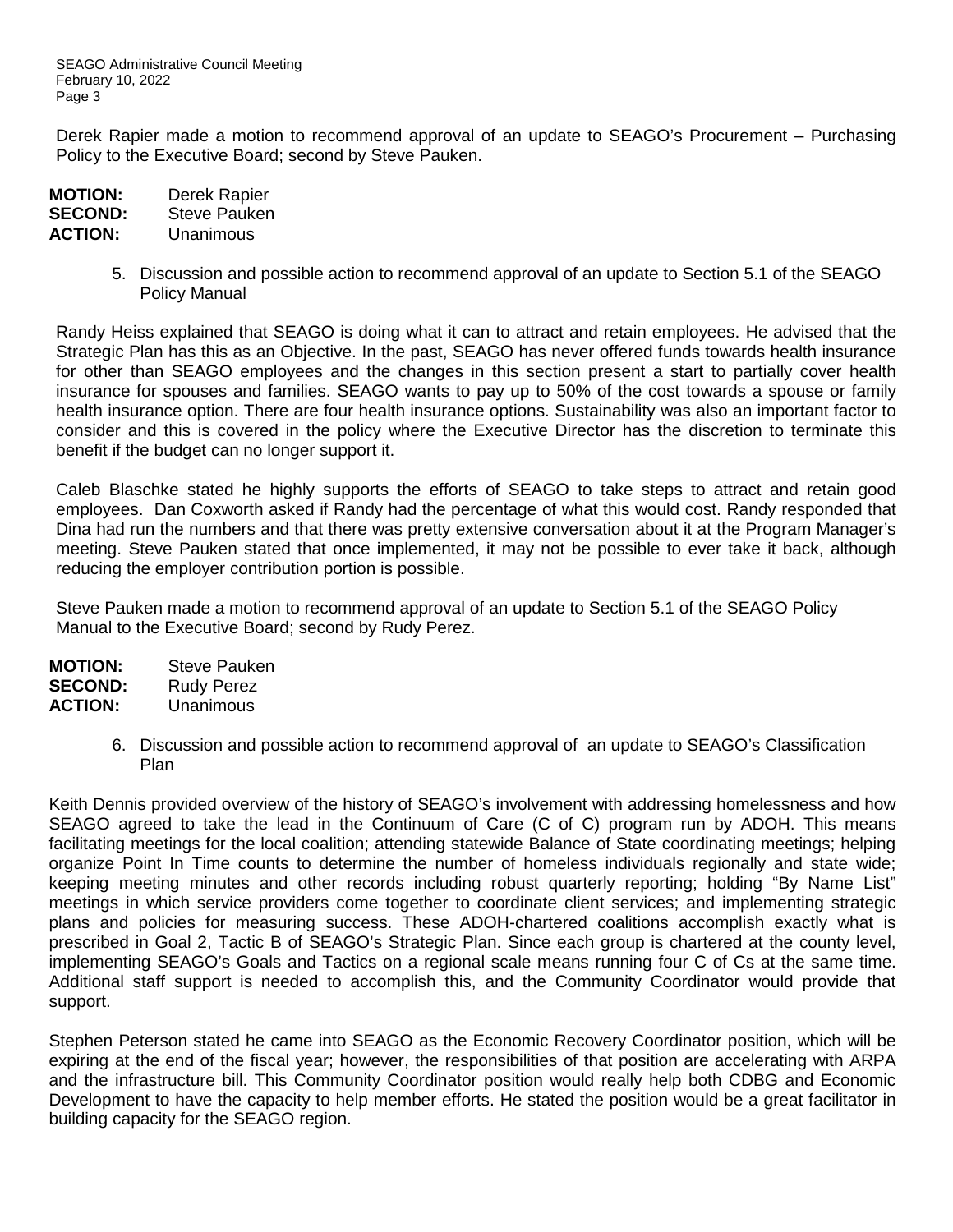Derek Rapier made a motion to recommend approval of an update to SEAGO's Procurement – Purchasing Policy to the Executive Board; second by Steve Pauken.

**MOTION:** Derek Rapier
**SECOND:** Steve Pauken
**ACTION:** Unanimous

5. Discussion and possible action to recommend approval of an update to Section 5.1 of the SEAGO Policy Manual

Randy Heiss explained that SEAGO is doing what it can to attract and retain employees. He advised that the Strategic Plan has this as an Objective. In the past, SEAGO has never offered funds towards health insurance for other than SEAGO employees and the changes in this section present a start to partially cover health insurance for spouses and families. SEAGO wants to pay up to 50% of the cost towards a spouse or family health insurance option. There are four health insurance options. Sustainability was also an important factor to consider and this is covered in the policy where the Executive Director has the discretion to terminate this benefit if the budget can no longer support it.

Caleb Blaschke stated he highly supports the efforts of SEAGO to take steps to attract and retain good employees. Dan Coxworth asked if Randy had the percentage of what this would cost. Randy responded that Dina had run the numbers and that there was pretty extensive conversation about it at the Program Manager's meeting. Steve Pauken stated that once implemented, it may not be possible to ever take it back, although reducing the employer contribution portion is possible.

Steve Pauken made a motion to recommend approval of an update to Section 5.1 of the SEAGO Policy Manual to the Executive Board; second by Rudy Perez.

**MOTION:** Steve Pauken
**SECOND:** Rudy Perez
**ACTION:** Unanimous

6. Discussion and possible action to recommend approval of an update to SEAGO's Classification Plan

Keith Dennis provided overview of the history of SEAGO's involvement with addressing homelessness and how SEAGO agreed to take the lead in the Continuum of Care (C of C) program run by ADOH. This means facilitating meetings for the local coalition; attending statewide Balance of State coordinating meetings; helping organize Point In Time counts to determine the number of homeless individuals regionally and state wide; keeping meeting minutes and other records including robust quarterly reporting; holding "By Name List" meetings in which service providers come together to coordinate client services; and implementing strategic plans and policies for measuring success. These ADOH-chartered coalitions accomplish exactly what is prescribed in Goal 2, Tactic B of SEAGO's Strategic Plan. Since each group is chartered at the county level, implementing SEAGO's Goals and Tactics on a regional scale means running four C of Cs at the same time. Additional staff support is needed to accomplish this, and the Community Coordinator would provide that support.

Stephen Peterson stated he came into SEAGO as the Economic Recovery Coordinator position, which will be expiring at the end of the fiscal year; however, the responsibilities of that position are accelerating with ARPA and the infrastructure bill. This Community Coordinator position would really help both CDBG and Economic Development to have the capacity to help member efforts. He stated the position would be a great facilitator in building capacity for the SEAGO region.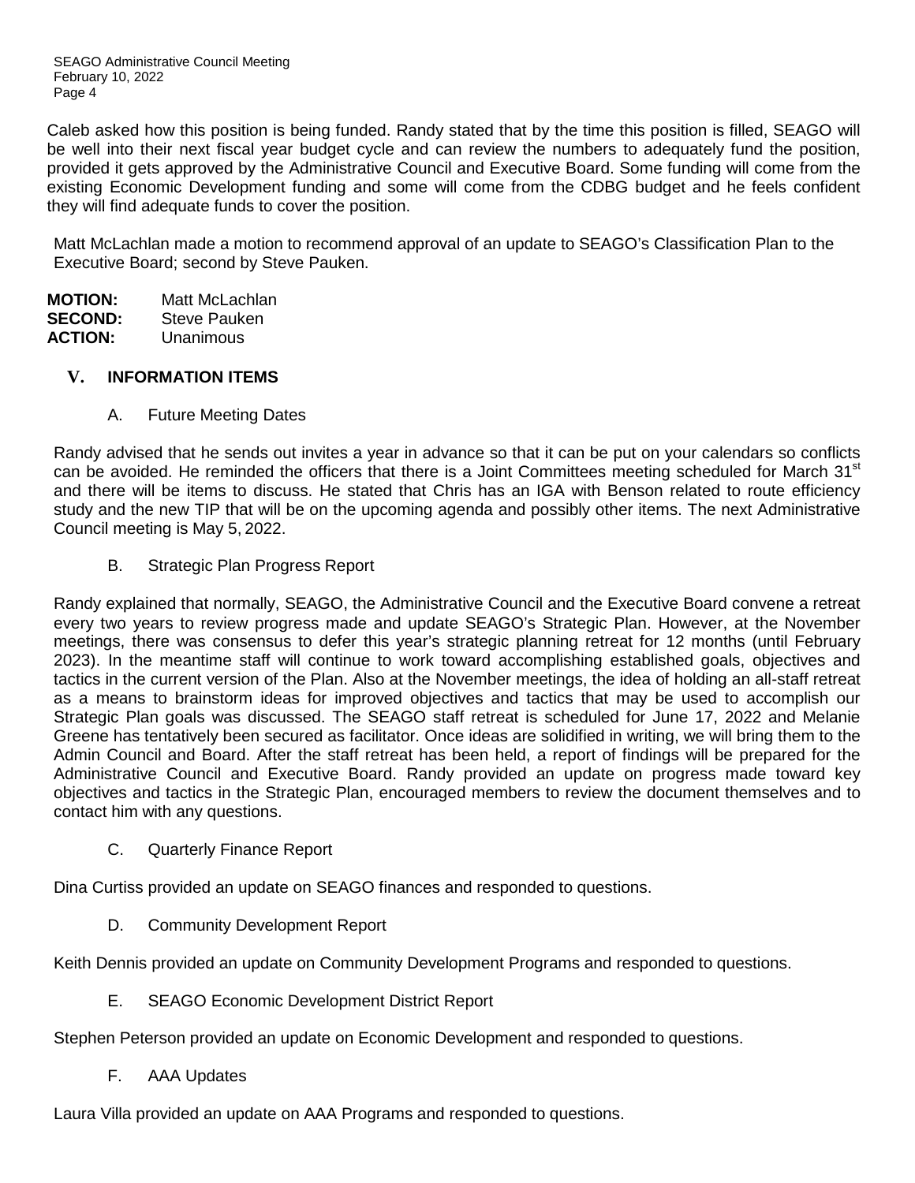Caleb asked how this position is being funded. Randy stated that by the time this position is filled, SEAGO will be well into their next fiscal year budget cycle and can review the numbers to adequately fund the position, provided it gets approved by the Administrative Council and Executive Board. Some funding will come from the existing Economic Development funding and some will come from the CDBG budget and he feels confident they will find adequate funds to cover the position.

Matt McLachlan made a motion to recommend approval of an update to SEAGO's Classification Plan to the Executive Board; second by Steve Pauken.

**MOTION:** Matt McLachlan
**SECOND:** Steve Pauken
**ACTION:** Unanimous

## V. INFORMATION ITEMS

A. Future Meeting Dates

Randy advised that he sends out invites a year in advance so that it can be put on your calendars so conflicts can be avoided. He reminded the officers that there is a Joint Committees meeting scheduled for March 31st and there will be items to discuss. He stated that Chris has an IGA with Benson related to route efficiency study and the new TIP that will be on the upcoming agenda and possibly other items. The next Administrative Council meeting is May 5, 2022.

B. Strategic Plan Progress Report

Randy explained that normally, SEAGO, the Administrative Council and the Executive Board convene a retreat every two years to review progress made and update SEAGO's Strategic Plan. However, at the November meetings, there was consensus to defer this year's strategic planning retreat for 12 months (until February 2023). In the meantime staff will continue to work toward accomplishing established goals, objectives and tactics in the current version of the Plan. Also at the November meetings, the idea of holding an all-staff retreat as a means to brainstorm ideas for improved objectives and tactics that may be used to accomplish our Strategic Plan goals was discussed. The SEAGO staff retreat is scheduled for June 17, 2022 and Melanie Greene has tentatively been secured as facilitator. Once ideas are solidified in writing, we will bring them to the Admin Council and Board. After the staff retreat has been held, a report of findings will be prepared for the Administrative Council and Executive Board. Randy provided an update on progress made toward key objectives and tactics in the Strategic Plan, encouraged members to review the document themselves and to contact him with any questions.

C. Quarterly Finance Report

Dina Curtiss provided an update on SEAGO finances and responded to questions.

D. Community Development Report

Keith Dennis provided an update on Community Development Programs and responded to questions.

E. SEAGO Economic Development District Report

Stephen Peterson provided an update on Economic Development and responded to questions.

F. AAA Updates

Laura Villa provided an update on AAA Programs and responded to questions.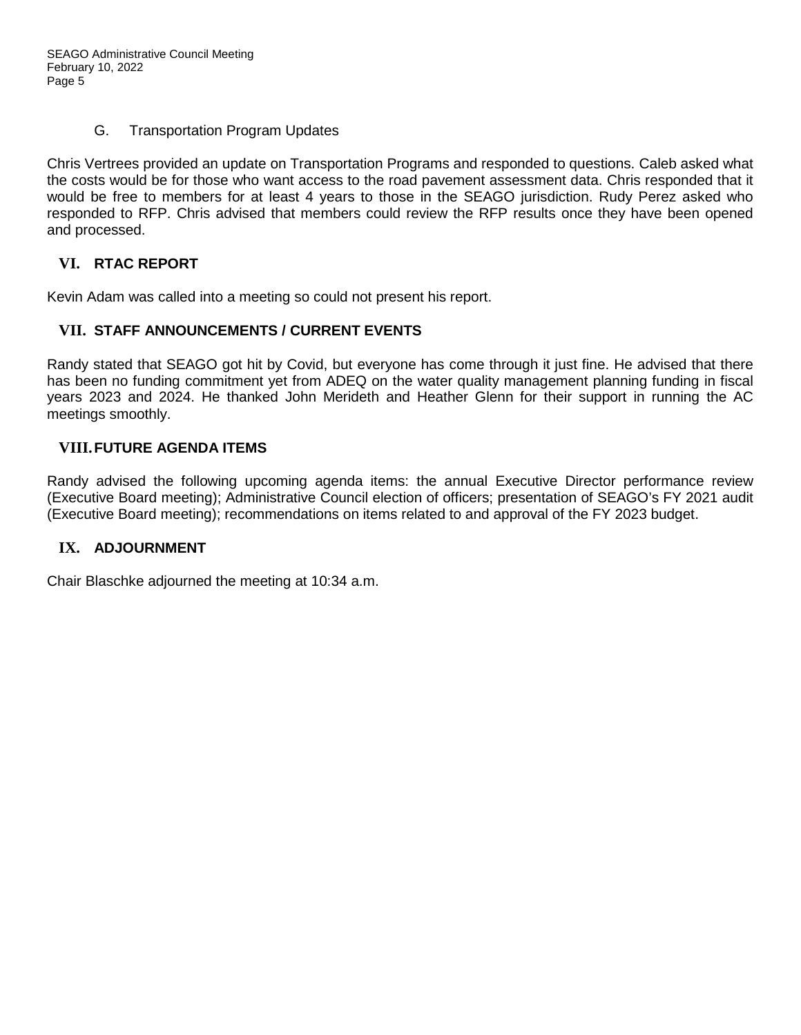G. Transportation Program Updates

Chris Vertrees provided an update on Transportation Programs and responded to questions. Caleb asked what the costs would be for those who want access to the road pavement assessment data. Chris responded that it would be free to members for at least 4 years to those in the SEAGO jurisdiction. Rudy Perez asked who responded to RFP. Chris advised that members could review the RFP results once they have been opened and processed.

## VI. RTAC REPORT

Kevin Adam was called into a meeting so could not present his report.

## VII. STAFF ANNOUNCEMENTS / CURRENT EVENTS

Randy stated that SEAGO got hit by Covid, but everyone has come through it just fine. He advised that there has been no funding commitment yet from ADEQ on the water quality management planning funding in fiscal years 2023 and 2024. He thanked John Merideth and Heather Glenn for their support in running the AC meetings smoothly.

## VIII. FUTURE AGENDA ITEMS

Randy advised the following upcoming agenda items: the annual Executive Director performance review (Executive Board meeting); Administrative Council election of officers; presentation of SEAGO's FY 2021 audit (Executive Board meeting); recommendations on items related to and approval of the FY 2023 budget.

## IX. ADJOURNMENT

Chair Blaschke adjourned the meeting at 10:34 a.m.